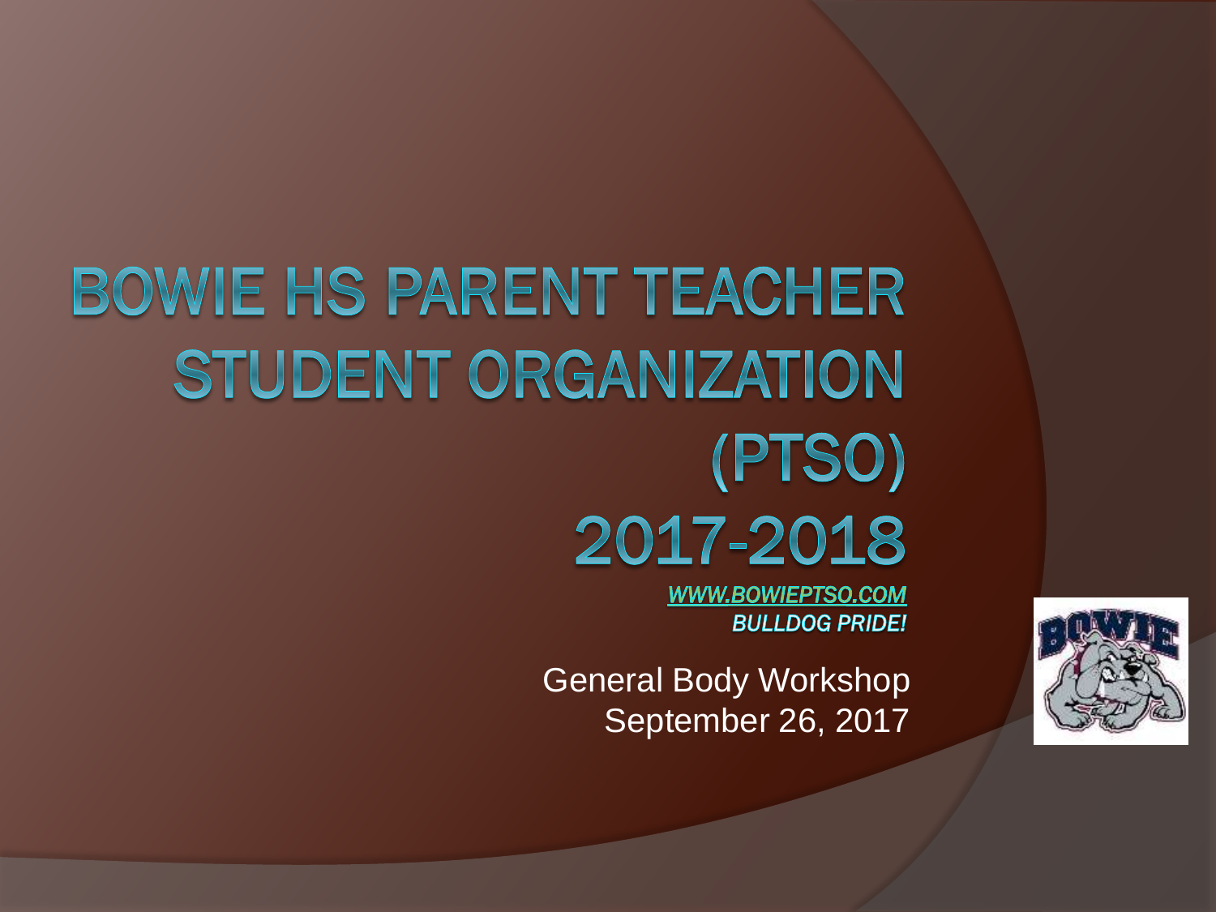# BOWIE HS PARENT TEACHER STUDENT ORGANIZATION (PTSO) 2017-2018

***WWW.BOWIEPTSO.COM***

***BULLDOG PRIDE!***

General Body Workshop
September 26, 2017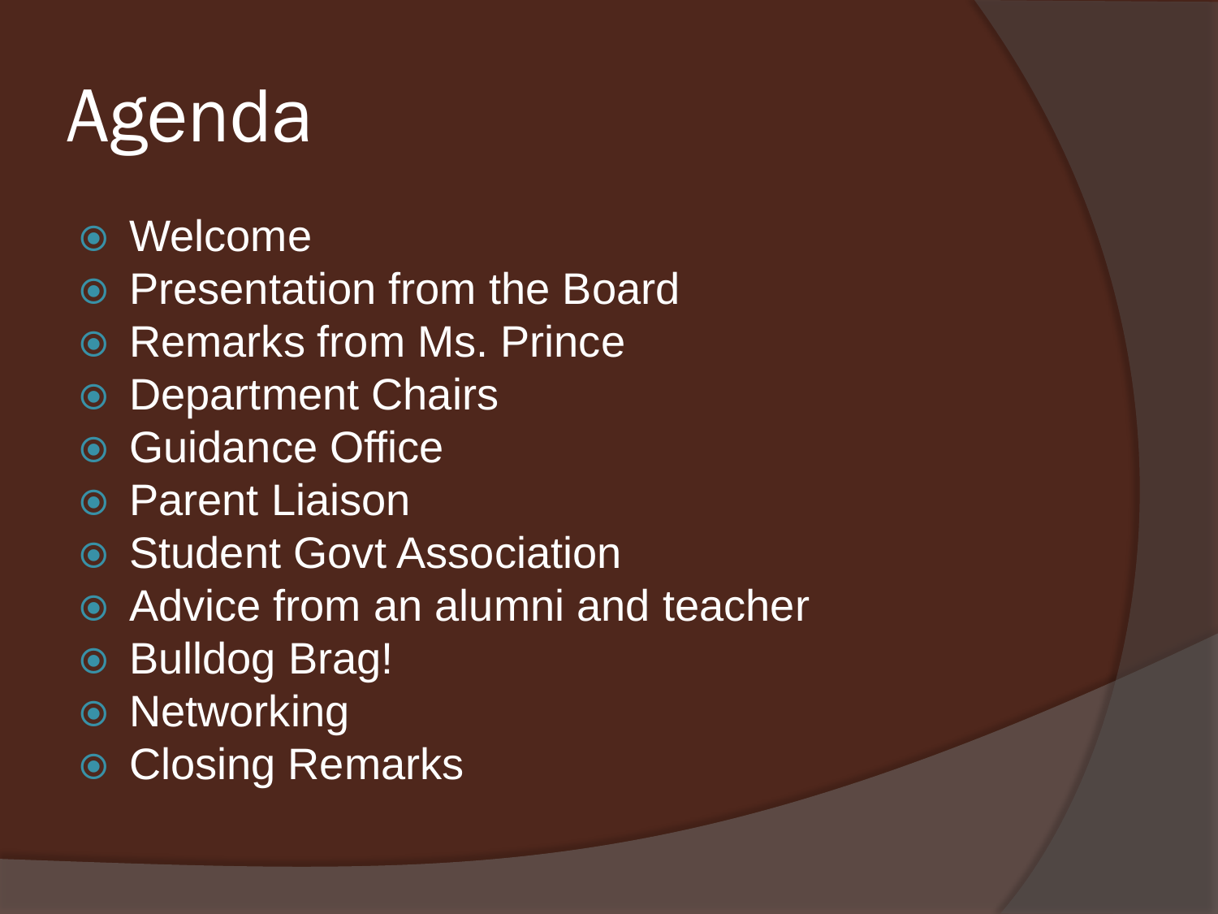# Agenda

- Welcome
- Presentation from the Board
- Remarks from Ms. Prince
- Department Chairs
- Guidance Office
- Parent Liaison
- Student Govt Association
- Advice from an alumni and teacher
- Bulldog Brag!
- Networking
- Closing Remarks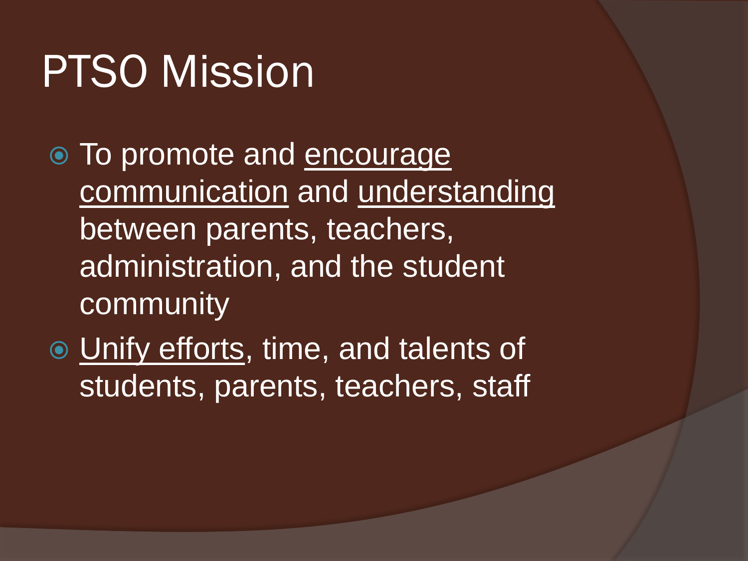# PTSO Mission

- To promote and <u>encourage communication</u> and <u>understanding</u> between parents, teachers, administration, and the student community
- <u>Unify efforts</u>, time, and talents of students, parents, teachers, staff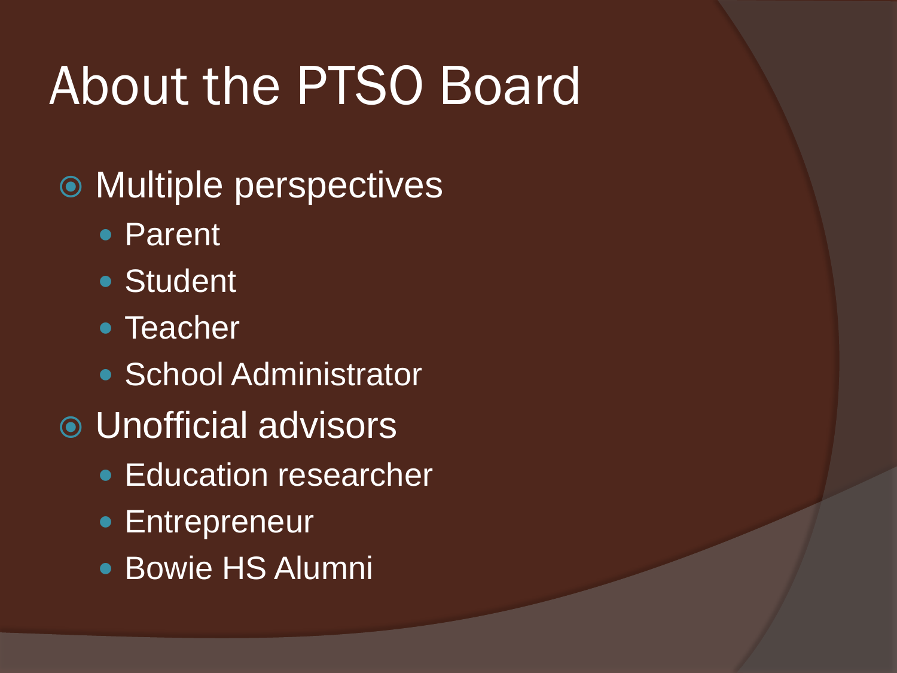# About the PTSO Board

- Multiple perspectives
  - Parent
  - Student
  - Teacher
  - School Administrator
- Unofficial advisors
  - Education researcher
  - Entrepreneur
  - Bowie HS Alumni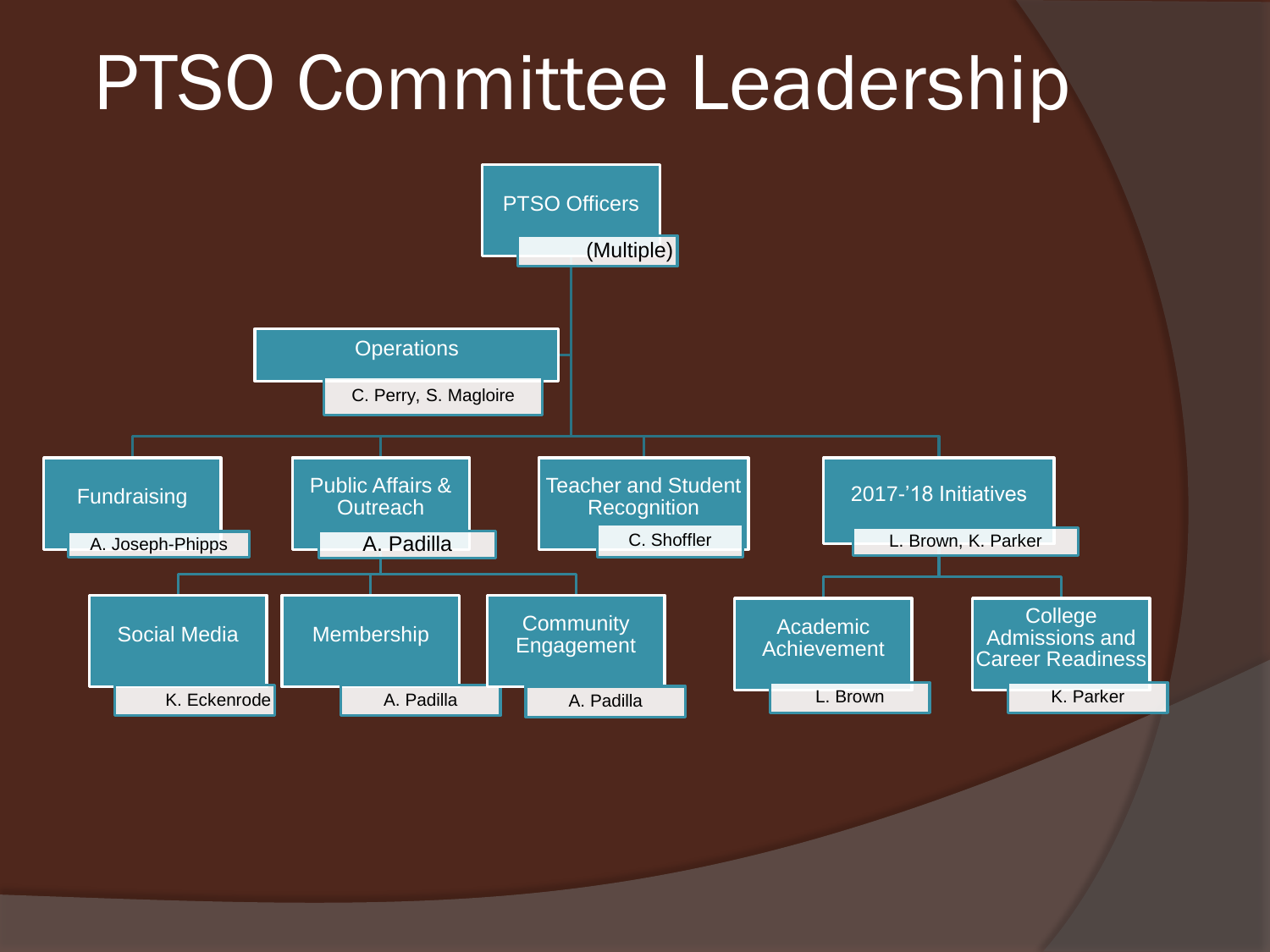# PTSO Committee Leadership

- **PTSO Officers** — (Multiple)
  - **Operations** — C. Perry, S. Magloire
  - **Fundraising** — A. Joseph-Phipps
  - **Public Affairs & Outreach** — A. Padilla
    - **Social Media** — K. Eckenrode
    - **Membership** — A. Padilla
    - **Community Engagement** — A. Padilla
  - **Teacher and Student Recognition** — C. Shoffler
  - **2017-'18 Initiatives** — L. Brown, K. Parker
    - **Academic Achievement** — L. Brown
    - **College Admissions and Career Readiness** — K. Parker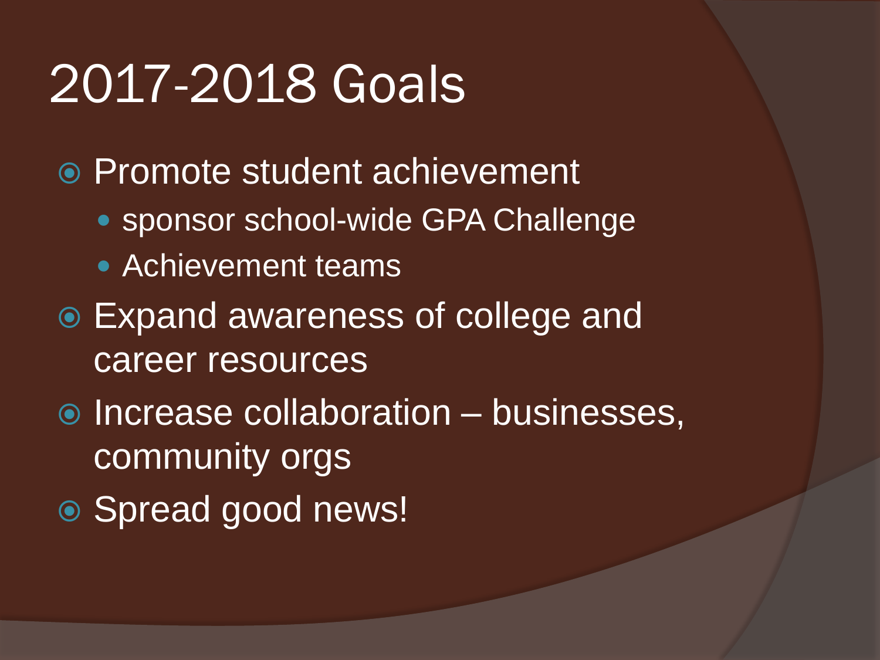# 2017-2018 Goals

- Promote student achievement
  - sponsor school-wide GPA Challenge
  - Achievement teams
- Expand awareness of college and career resources
- Increase collaboration – businesses, community orgs
- Spread good news!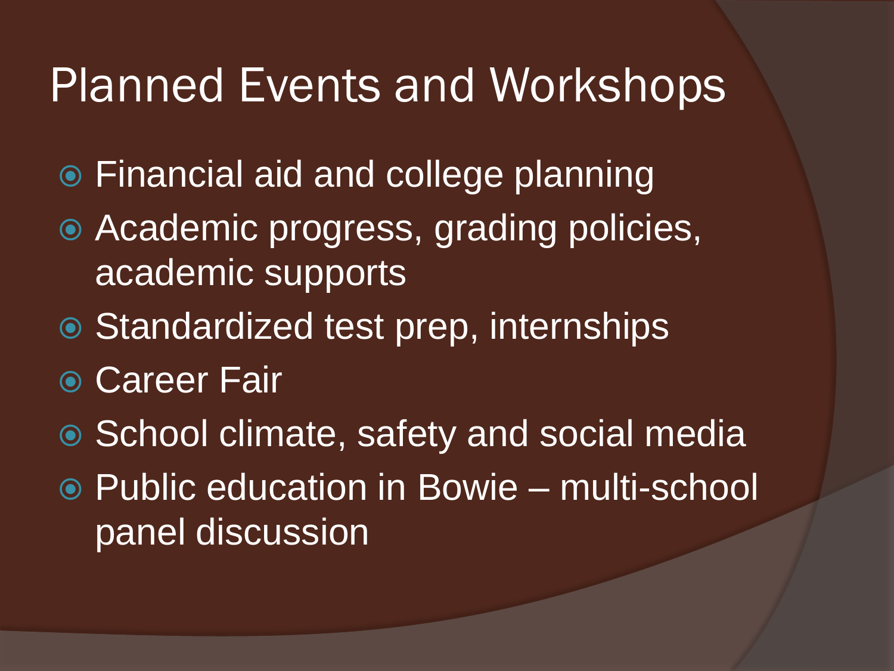# Planned Events and Workshops

- Financial aid and college planning
- Academic progress, grading policies, academic supports
- Standardized test prep, internships
- Career Fair
- School climate, safety and social media
- Public education in Bowie – multi-school panel discussion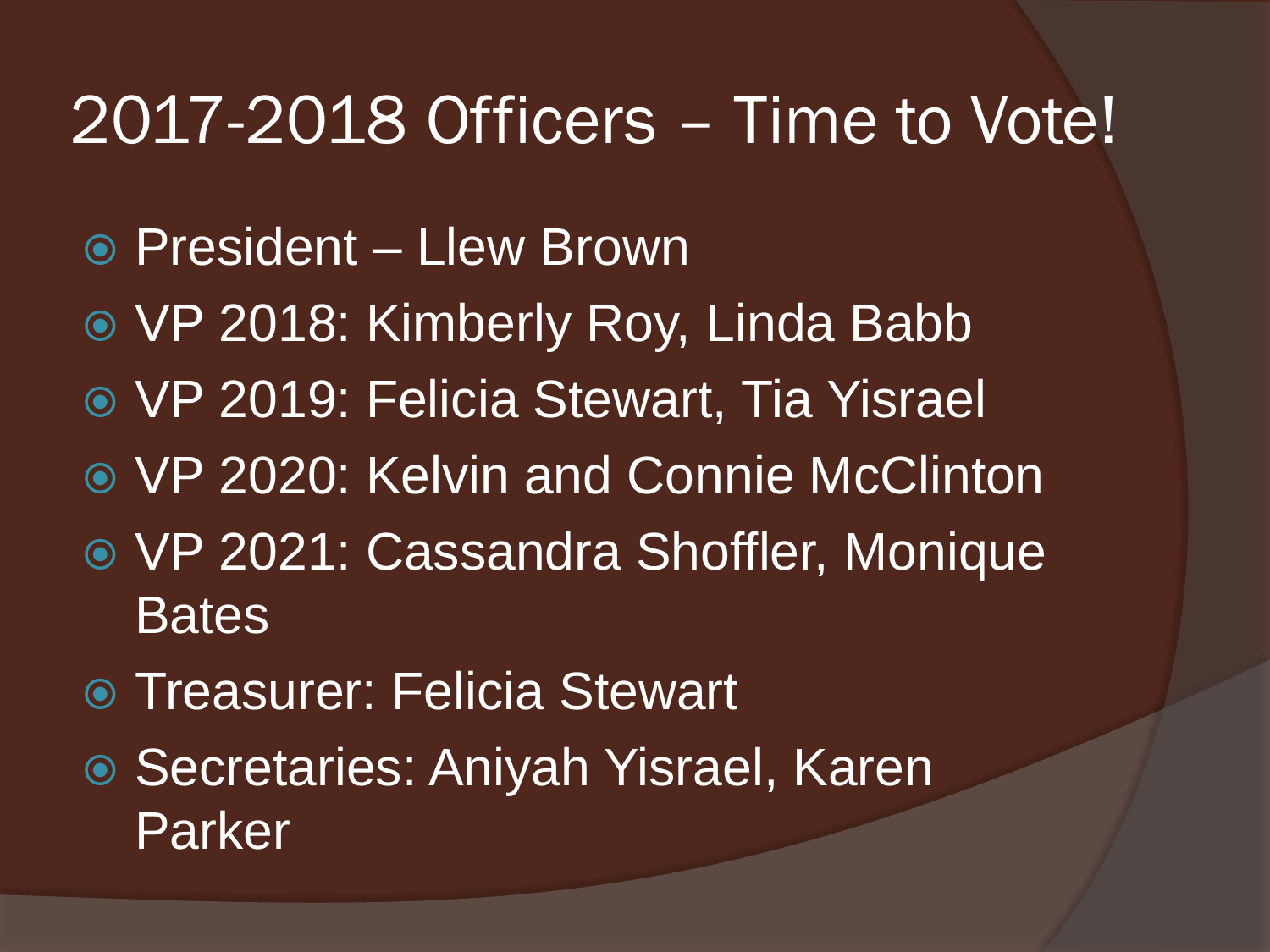# 2017-2018 Officers – Time to Vote!

- President – Llew Brown
- VP 2018: Kimberly Roy, Linda Babb
- VP 2019: Felicia Stewart, Tia Yisrael
- VP 2020: Kelvin and Connie McClinton
- VP 2021: Cassandra Shoffler, Monique Bates
- Treasurer: Felicia Stewart
- Secretaries: Aniyah Yisrael, Karen Parker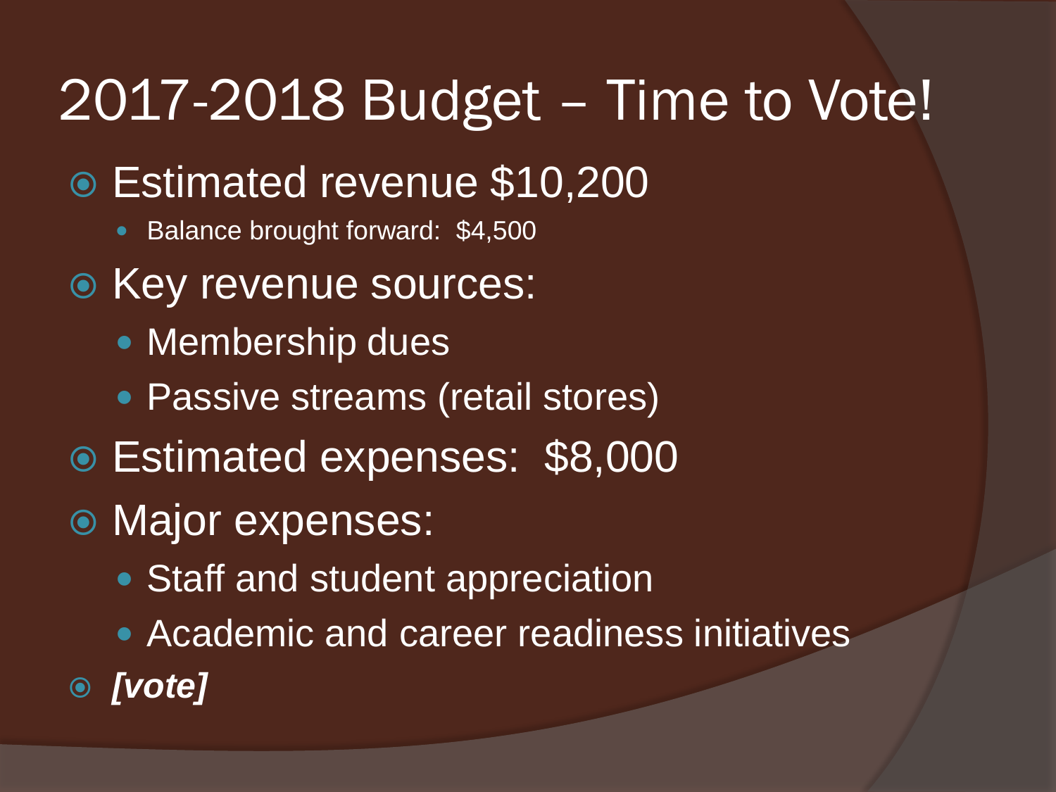# 2017-2018 Budget – Time to Vote!

- Estimated revenue $10,200
  - Balance brought forward: $4,500
- Key revenue sources:
  - Membership dues
  - Passive streams (retail stores)
- Estimated expenses: $8,000
- Major expenses:
  - Staff and student appreciation
  - Academic and career readiness initiatives
- ***[vote]***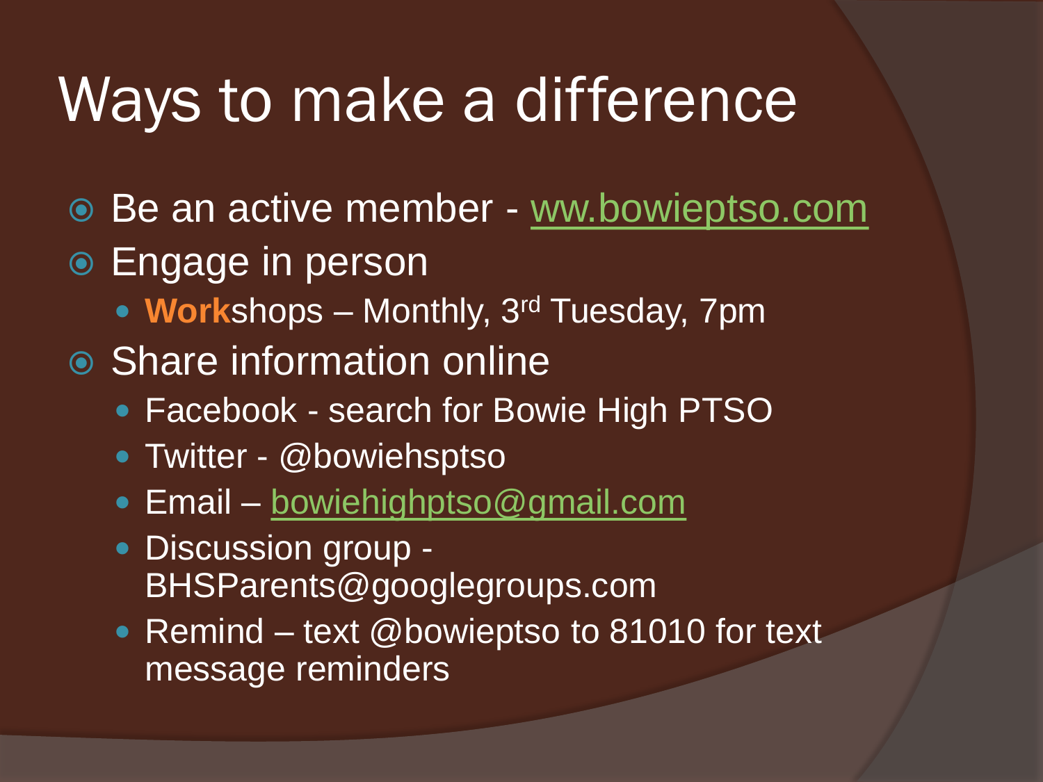# Ways to make a difference

- Be an active member - ww.bowieptso.com
- Engage in person
  - **Work**shops – Monthly, 3rd Tuesday, 7pm
- Share information online
  - Facebook - search for Bowie High PTSO
  - Twitter - @bowiehsptso
  - Email – bowiehighptso@gmail.com
  - Discussion group - BHSParents@googlegroups.com
  - Remind – text @bowieptso to 81010 for text message reminders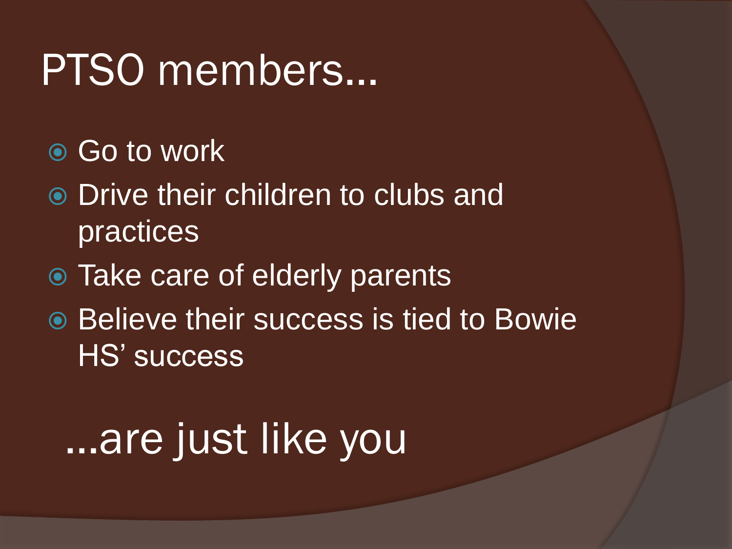# PTSO members...

- Go to work
- Drive their children to clubs and practices
- Take care of elderly parents
- Believe their success is tied to Bowie HS' success

...are just like you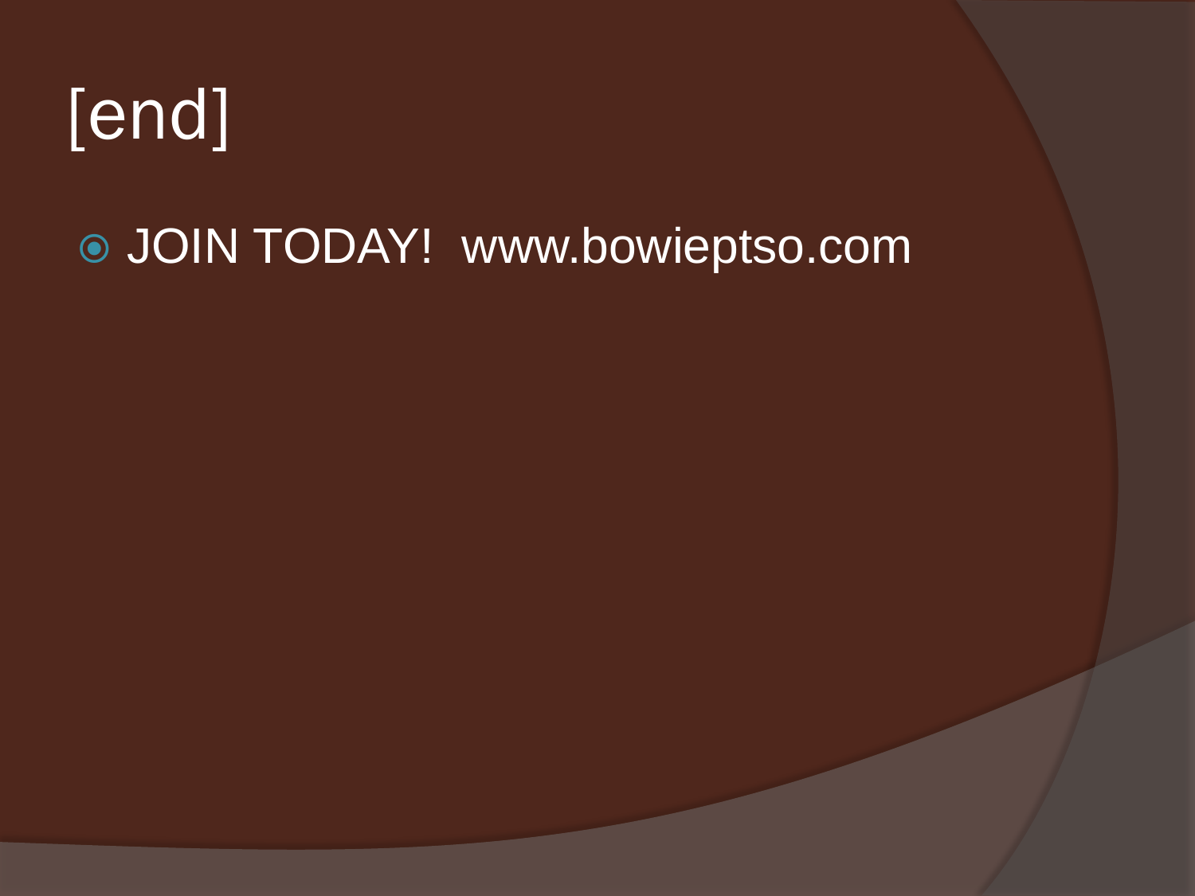# [end]

- JOIN TODAY!  www.bowieptso.com